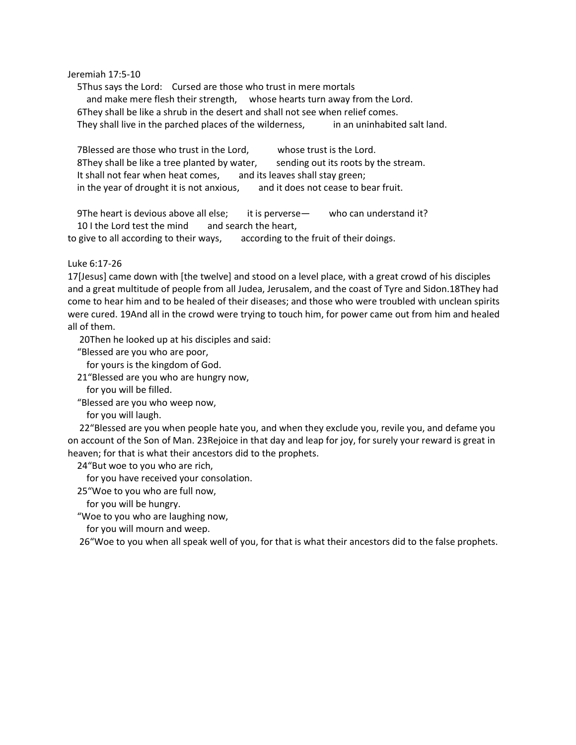Jeremiah 17:5-10

5Thus says the Lord: Cursed are those who trust in mere mortals
and make mere flesh their strength, whose hearts turn away from the Lord.
6They shall be like a shrub in the desert and shall not see when relief comes.
They shall live in the parched places of the wilderness, in an uninhabited salt land.

7Blessed are those who trust in the Lord, whose trust is the Lord.
8They shall be like a tree planted by water, sending out its roots by the stream.
It shall not fear when heat comes, and its leaves shall stay green;
in the year of drought it is not anxious, and it does not cease to bear fruit.

9The heart is devious above all else; it is perverse— who can understand it?
10 I the Lord test the mind and search the heart,
to give to all according to their ways, according to the fruit of their doings.

Luke 6:17-26

17[Jesus] came down with [the twelve] and stood on a level place, with a great crowd of his disciples and a great multitude of people from all Judea, Jerusalem, and the coast of Tyre and Sidon.18They had come to hear him and to be healed of their diseases; and those who were troubled with unclean spirits were cured. 19And all in the crowd were trying to touch him, for power came out from him and healed all of them.

20Then he looked up at his disciples and said:
"Blessed are you who are poor,
for yours is the kingdom of God.
21"Blessed are you who are hungry now,
for you will be filled.
"Blessed are you who weep now,
for you will laugh.

22"Blessed are you when people hate you, and when they exclude you, revile you, and defame you on account of the Son of Man. 23Rejoice in that day and leap for joy, for surely your reward is great in heaven; for that is what their ancestors did to the prophets.

24"But woe to you who are rich,
for you have received your consolation.
25"Woe to you who are full now,
for you will be hungry.
"Woe to you who are laughing now,
for you will mourn and weep.

26"Woe to you when all speak well of you, for that is what their ancestors did to the false prophets.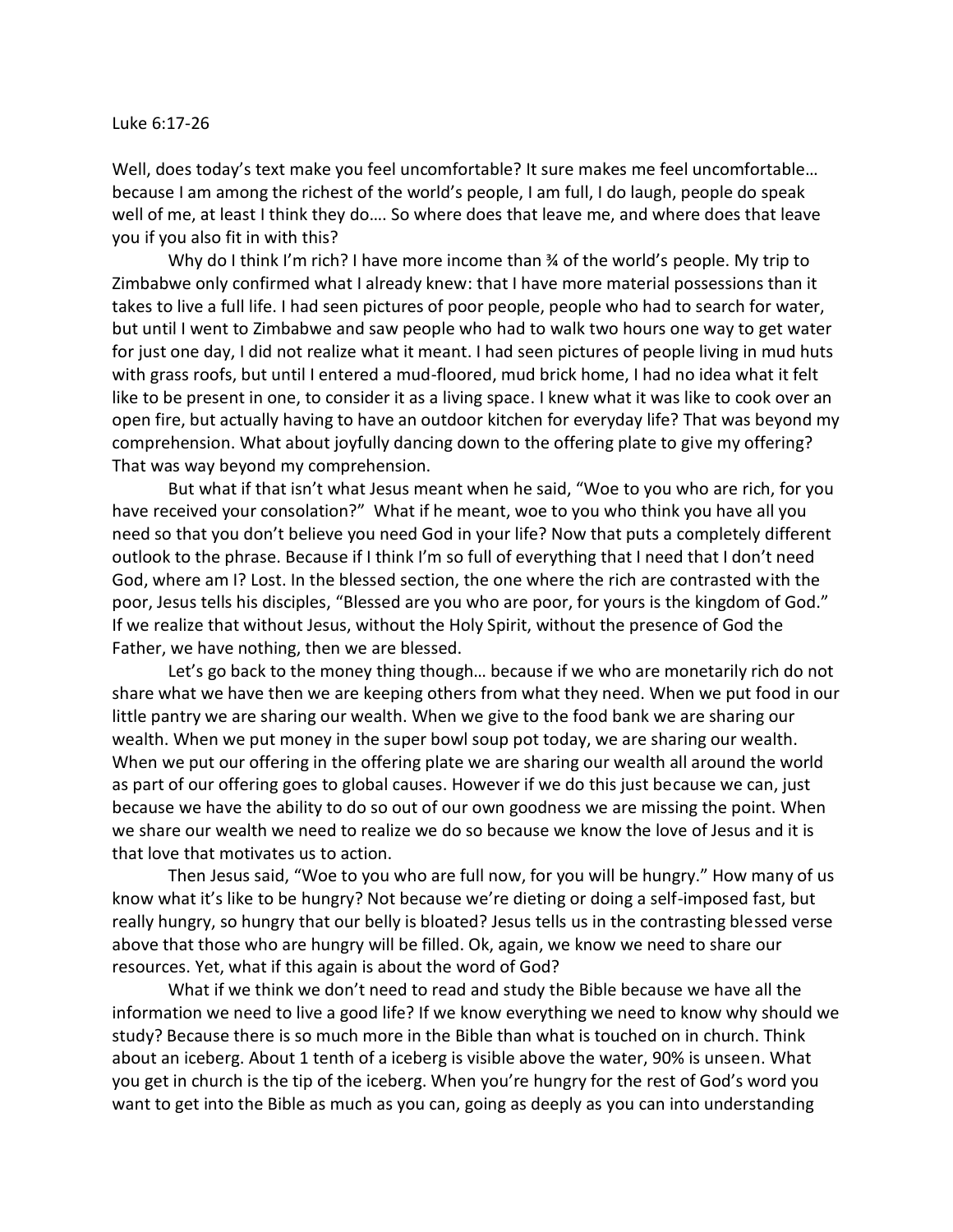Luke 6:17-26

Well, does today's text make you feel uncomfortable? It sure makes me feel uncomfortable… because I am among the richest of the world's people, I am full, I do laugh, people do speak well of me, at least I think they do…. So where does that leave me, and where does that leave you if you also fit in with this?

Why do I think I'm rich? I have more income than ¾ of the world's people. My trip to Zimbabwe only confirmed what I already knew: that I have more material possessions than it takes to live a full life. I had seen pictures of poor people, people who had to search for water, but until I went to Zimbabwe and saw people who had to walk two hours one way to get water for just one day, I did not realize what it meant. I had seen pictures of people living in mud huts with grass roofs, but until I entered a mud-floored, mud brick home, I had no idea what it felt like to be present in one, to consider it as a living space. I knew what it was like to cook over an open fire, but actually having to have an outdoor kitchen for everyday life? That was beyond my comprehension. What about joyfully dancing down to the offering plate to give my offering? That was way beyond my comprehension.

But what if that isn't what Jesus meant when he said, "Woe to you who are rich, for you have received your consolation?" What if he meant, woe to you who think you have all you need so that you don't believe you need God in your life? Now that puts a completely different outlook to the phrase. Because if I think I'm so full of everything that I need that I don't need God, where am I? Lost. In the blessed section, the one where the rich are contrasted with the poor, Jesus tells his disciples, "Blessed are you who are poor, for yours is the kingdom of God." If we realize that without Jesus, without the Holy Spirit, without the presence of God the Father, we have nothing, then we are blessed.

Let's go back to the money thing though… because if we who are monetarily rich do not share what we have then we are keeping others from what they need. When we put food in our little pantry we are sharing our wealth. When we give to the food bank we are sharing our wealth. When we put money in the super bowl soup pot today, we are sharing our wealth. When we put our offering in the offering plate we are sharing our wealth all around the world as part of our offering goes to global causes. However if we do this just because we can, just because we have the ability to do so out of our own goodness we are missing the point. When we share our wealth we need to realize we do so because we know the love of Jesus and it is that love that motivates us to action.

Then Jesus said, "Woe to you who are full now, for you will be hungry." How many of us know what it's like to be hungry? Not because we're dieting or doing a self-imposed fast, but really hungry, so hungry that our belly is bloated? Jesus tells us in the contrasting blessed verse above that those who are hungry will be filled. Ok, again, we know we need to share our resources. Yet, what if this again is about the word of God?

What if we think we don't need to read and study the Bible because we have all the information we need to live a good life? If we know everything we need to know why should we study? Because there is so much more in the Bible than what is touched on in church. Think about an iceberg. About 1 tenth of a iceberg is visible above the water, 90% is unseen. What you get in church is the tip of the iceberg. When you're hungry for the rest of God's word you want to get into the Bible as much as you can, going as deeply as you can into understanding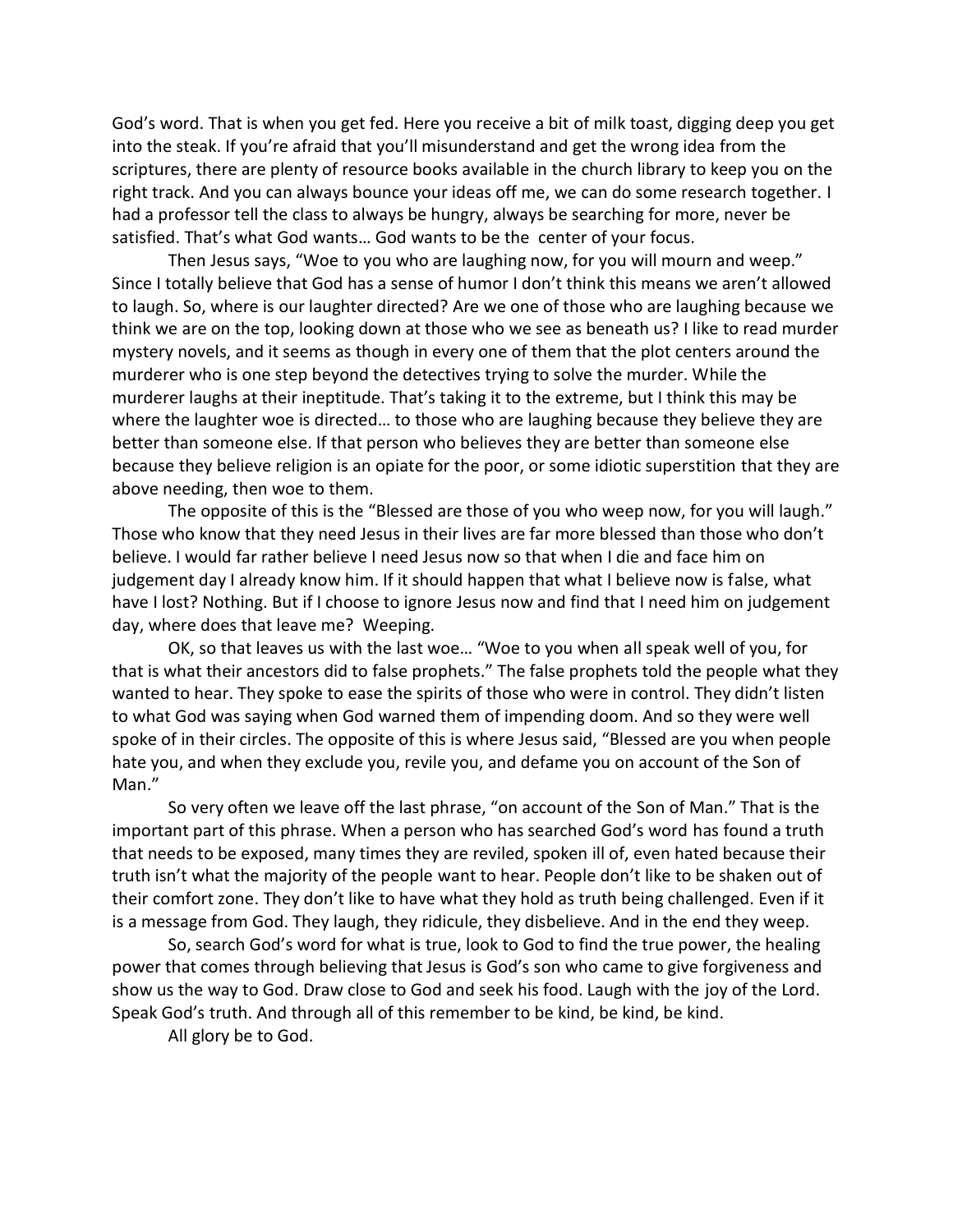God's word. That is when you get fed. Here you receive a bit of milk toast, digging deep you get into the steak. If you're afraid that you'll misunderstand and get the wrong idea from the scriptures, there are plenty of resource books available in the church library to keep you on the right track. And you can always bounce your ideas off me, we can do some research together. I had a professor tell the class to always be hungry, always be searching for more, never be satisfied. That's what God wants… God wants to be the center of your focus.

Then Jesus says, "Woe to you who are laughing now, for you will mourn and weep." Since I totally believe that God has a sense of humor I don't think this means we aren't allowed to laugh. So, where is our laughter directed? Are we one of those who are laughing because we think we are on the top, looking down at those who we see as beneath us? I like to read murder mystery novels, and it seems as though in every one of them that the plot centers around the murderer who is one step beyond the detectives trying to solve the murder. While the murderer laughs at their ineptitude. That's taking it to the extreme, but I think this may be where the laughter woe is directed… to those who are laughing because they believe they are better than someone else. If that person who believes they are better than someone else because they believe religion is an opiate for the poor, or some idiotic superstition that they are above needing, then woe to them.

The opposite of this is the "Blessed are those of you who weep now, for you will laugh." Those who know that they need Jesus in their lives are far more blessed than those who don't believe. I would far rather believe I need Jesus now so that when I die and face him on judgement day I already know him. If it should happen that what I believe now is false, what have I lost? Nothing. But if I choose to ignore Jesus now and find that I need him on judgement day, where does that leave me? Weeping.

OK, so that leaves us with the last woe… "Woe to you when all speak well of you, for that is what their ancestors did to false prophets." The false prophets told the people what they wanted to hear. They spoke to ease the spirits of those who were in control. They didn't listen to what God was saying when God warned them of impending doom. And so they were well spoke of in their circles. The opposite of this is where Jesus said, "Blessed are you when people hate you, and when they exclude you, revile you, and defame you on account of the Son of Man."

So very often we leave off the last phrase, "on account of the Son of Man." That is the important part of this phrase. When a person who has searched God's word has found a truth that needs to be exposed, many times they are reviled, spoken ill of, even hated because their truth isn't what the majority of the people want to hear. People don't like to be shaken out of their comfort zone. They don't like to have what they hold as truth being challenged. Even if it is a message from God. They laugh, they ridicule, they disbelieve. And in the end they weep.

So, search God's word for what is true, look to God to find the true power, the healing power that comes through believing that Jesus is God's son who came to give forgiveness and show us the way to God. Draw close to God and seek his food. Laugh with the joy of the Lord. Speak God's truth. And through all of this remember to be kind, be kind, be kind.

All glory be to God.